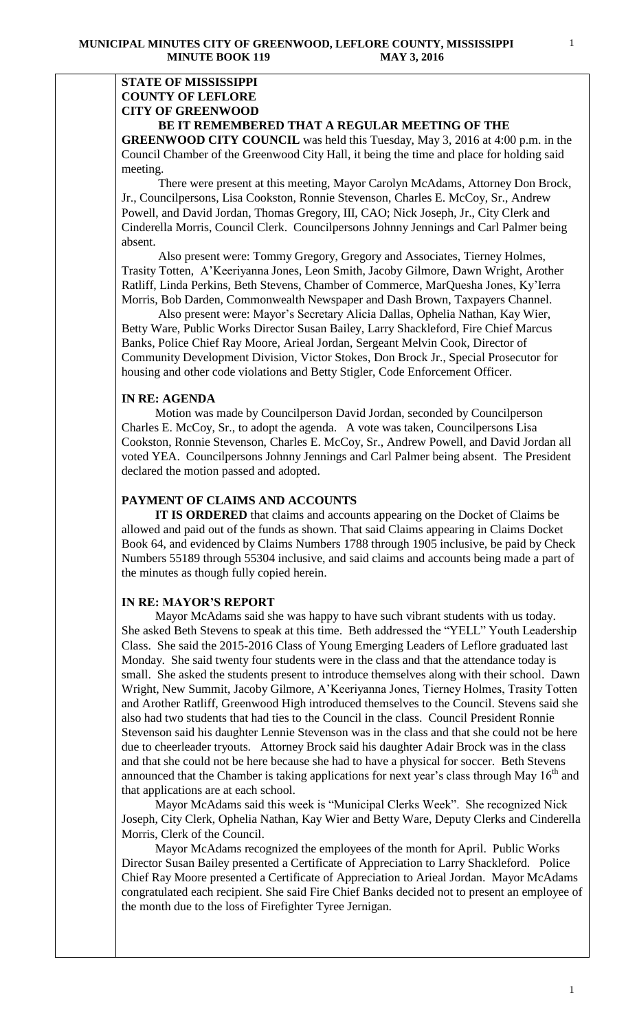**STATE OF MISSISSIPPI**
**COUNTY OF LEFLORE**
**CITY OF GREENWOOD**

**BE IT REMEMBERED THAT A REGULAR MEETING OF THE GREENWOOD CITY COUNCIL** was held this Tuesday, May 3, 2016 at 4:00 p.m. in the Council Chamber of the Greenwood City Hall, it being the time and place for holding said meeting.

There were present at this meeting, Mayor Carolyn McAdams, Attorney Don Brock, Jr., Councilpersons, Lisa Cookston, Ronnie Stevenson, Charles E. McCoy, Sr., Andrew Powell, and David Jordan, Thomas Gregory, III, CAO; Nick Joseph, Jr., City Clerk and Cinderella Morris, Council Clerk. Councilpersons Johnny Jennings and Carl Palmer being absent.

Also present were: Tommy Gregory, Gregory and Associates, Tierney Holmes, Trasity Totten, A'Keeriyanna Jones, Leon Smith, Jacoby Gilmore, Dawn Wright, Arother Ratliff, Linda Perkins, Beth Stevens, Chamber of Commerce, MarQuesha Jones, Ky'Ierra Morris, Bob Darden, Commonwealth Newspaper and Dash Brown, Taxpayers Channel.

Also present were: Mayor's Secretary Alicia Dallas, Ophelia Nathan, Kay Wier, Betty Ware, Public Works Director Susan Bailey, Larry Shackleford, Fire Chief Marcus Banks, Police Chief Ray Moore, Arieal Jordan, Sergeant Melvin Cook, Director of Community Development Division, Victor Stokes, Don Brock Jr., Special Prosecutor for housing and other code violations and Betty Stigler, Code Enforcement Officer.

**IN RE: AGENDA**

Motion was made by Councilperson David Jordan, seconded by Councilperson Charles E. McCoy, Sr., to adopt the agenda. A vote was taken, Councilpersons Lisa Cookston, Ronnie Stevenson, Charles E. McCoy, Sr., Andrew Powell, and David Jordan all voted YEA. Councilpersons Johnny Jennings and Carl Palmer being absent. The President declared the motion passed and adopted.

**PAYMENT OF CLAIMS AND ACCOUNTS**

**IT IS ORDERED** that claims and accounts appearing on the Docket of Claims be allowed and paid out of the funds as shown. That said Claims appearing in Claims Docket Book 64, and evidenced by Claims Numbers 1788 through 1905 inclusive, be paid by Check Numbers 55189 through 55304 inclusive, and said claims and accounts being made a part of the minutes as though fully copied herein.

**IN RE: MAYOR'S REPORT**

Mayor McAdams said she was happy to have such vibrant students with us today. She asked Beth Stevens to speak at this time. Beth addressed the "YELL" Youth Leadership Class. She said the 2015-2016 Class of Young Emerging Leaders of Leflore graduated last Monday. She said twenty four students were in the class and that the attendance today is small. She asked the students present to introduce themselves along with their school. Dawn Wright, New Summit, Jacoby Gilmore, A'Keeriyanna Jones, Tierney Holmes, Trasity Totten and Arother Ratliff, Greenwood High introduced themselves to the Council. Stevens said she also had two students that had ties to the Council in the class. Council President Ronnie Stevenson said his daughter Lennie Stevenson was in the class and that she could not be here due to cheerleader tryouts. Attorney Brock said his daughter Adair Brock was in the class and that she could not be here because she had to have a physical for soccer. Beth Stevens announced that the Chamber is taking applications for next year's class through May 16th and that applications are at each school.

Mayor McAdams said this week is "Municipal Clerks Week". She recognized Nick Joseph, City Clerk, Ophelia Nathan, Kay Wier and Betty Ware, Deputy Clerks and Cinderella Morris, Clerk of the Council.

Mayor McAdams recognized the employees of the month for April. Public Works Director Susan Bailey presented a Certificate of Appreciation to Larry Shackleford. Police Chief Ray Moore presented a Certificate of Appreciation to Arieal Jordan. Mayor McAdams congratulated each recipient. She said Fire Chief Banks decided not to present an employee of the month due to the loss of Firefighter Tyree Jernigan.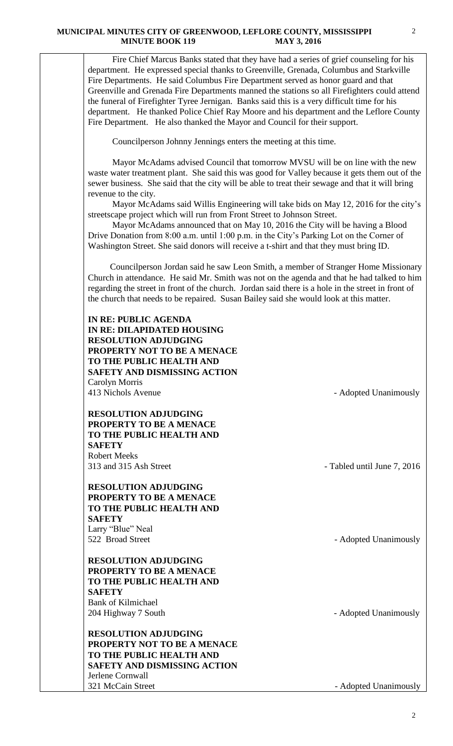Fire Chief Marcus Banks stated that they have had a series of grief counseling for his department. He expressed special thanks to Greenville, Grenada, Columbus and Starkville Fire Departments. He said Columbus Fire Department served as honor guard and that Greenville and Grenada Fire Departments manned the stations so all Firefighters could attend the funeral of Firefighter Tyree Jernigan. Banks said this is a very difficult time for his department. He thanked Police Chief Ray Moore and his department and the Leflore County Fire Department. He also thanked the Mayor and Council for their support.

Councilperson Johnny Jennings enters the meeting at this time.

Mayor McAdams advised Council that tomorrow MVSU will be on line with the new waste water treatment plant. She said this was good for Valley because it gets them out of the sewer business. She said that the city will be able to treat their sewage and that it will bring revenue to the city.

Mayor McAdams said Willis Engineering will take bids on May 12, 2016 for the city's streetscape project which will run from Front Street to Johnson Street.

Mayor McAdams announced that on May 10, 2016 the City will be having a Blood Drive Donation from 8:00 a.m. until 1:00 p.m. in the City's Parking Lot on the Corner of Washington Street. She said donors will receive a t-shirt and that they must bring ID.

Councilperson Jordan said he saw Leon Smith, a member of Stranger Home Missionary Church in attendance. He said Mr. Smith was not on the agenda and that he had talked to him regarding the street in front of the church. Jordan said there is a hole in the street in front of the church that needs to be repaired. Susan Bailey said she would look at this matter.

**IN RE: PUBLIC AGENDA**
**IN RE: DILAPIDATED HOUSING**
**RESOLUTION ADJUDGING PROPERTY NOT TO BE A MENACE TO THE PUBLIC HEALTH AND SAFETY AND DISMISSING ACTION**
Carolyn Morris
413 Nichols Avenue - Adopted Unanimously

**RESOLUTION ADJUDGING PROPERTY TO BE A MENACE TO THE PUBLIC HEALTH AND SAFETY**
Robert Meeks
313 and 315 Ash Street - Tabled until June 7, 2016

**RESOLUTION ADJUDGING PROPERTY TO BE A MENACE TO THE PUBLIC HEALTH AND SAFETY**
Larry "Blue" Neal
522 Broad Street - Adopted Unanimously

**RESOLUTION ADJUDGING PROPERTY TO BE A MENACE TO THE PUBLIC HEALTH AND SAFETY**
Bank of Kilmichael
204 Highway 7 South - Adopted Unanimously

**RESOLUTION ADJUDGING PROPERTY NOT TO BE A MENACE TO THE PUBLIC HEALTH AND SAFETY AND DISMISSING ACTION**
Jerlene Cornwall
321 McCain Street - Adopted Unanimously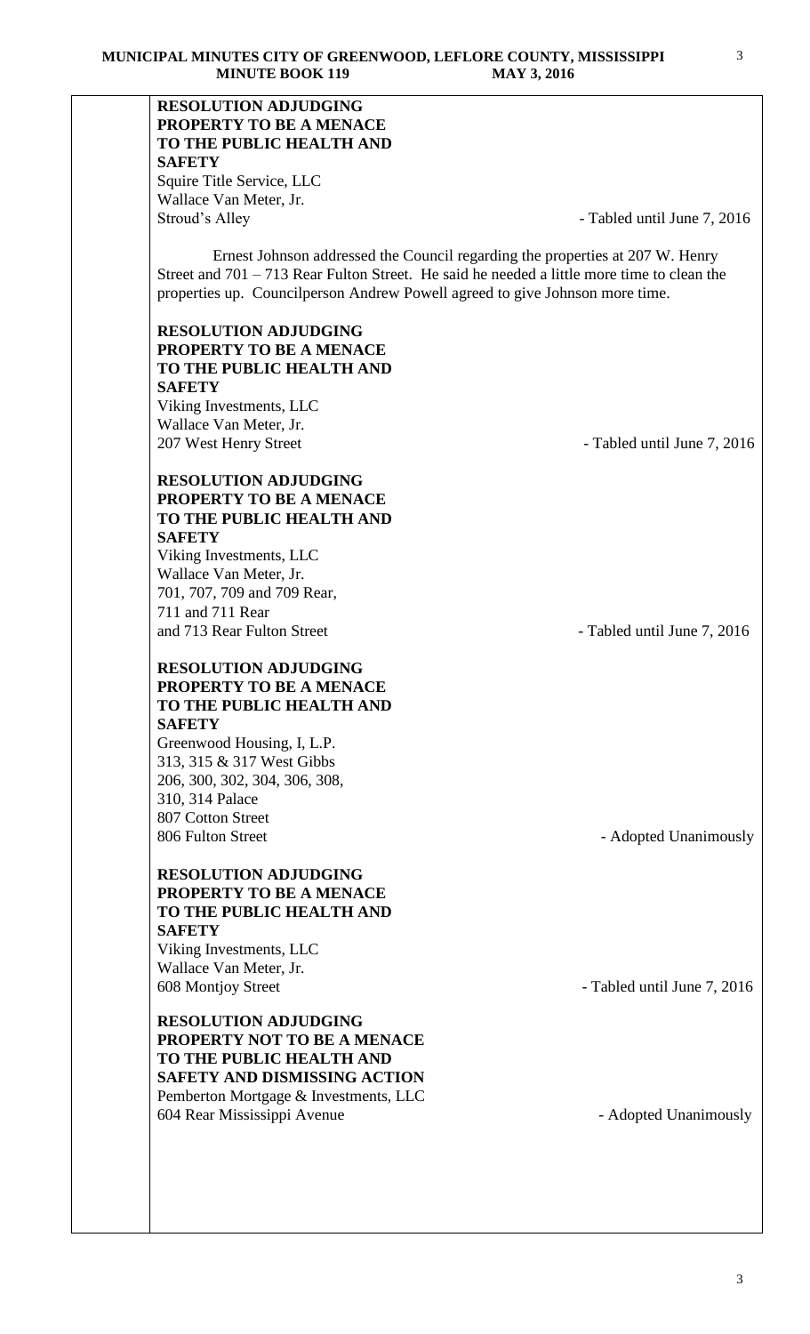**RESOLUTION ADJUDGING PROPERTY TO BE A MENACE TO THE PUBLIC HEALTH AND SAFETY**
Squire Title Service, LLC
Wallace Van Meter, Jr.
Stroud's Alley - Tabled until June 7, 2016

Ernest Johnson addressed the Council regarding the properties at 207 W. Henry Street and 701 – 713 Rear Fulton Street. He said he needed a little more time to clean the properties up. Councilperson Andrew Powell agreed to give Johnson more time.

**RESOLUTION ADJUDGING PROPERTY TO BE A MENACE TO THE PUBLIC HEALTH AND SAFETY**
Viking Investments, LLC
Wallace Van Meter, Jr.
207 West Henry Street - Tabled until June 7, 2016

**RESOLUTION ADJUDGING PROPERTY TO BE A MENACE TO THE PUBLIC HEALTH AND SAFETY**
Viking Investments, LLC
Wallace Van Meter, Jr.
701, 707, 709 and 709 Rear,
711 and 711 Rear
and 713 Rear Fulton Street - Tabled until June 7, 2016

**RESOLUTION ADJUDGING PROPERTY TO BE A MENACE TO THE PUBLIC HEALTH AND SAFETY**
Greenwood Housing, I, L.P.
313, 315 & 317 West Gibbs
206, 300, 302, 304, 306, 308,
310, 314 Palace
807 Cotton Street
806 Fulton Street - Adopted Unanimously

**RESOLUTION ADJUDGING PROPERTY TO BE A MENACE TO THE PUBLIC HEALTH AND SAFETY**
Viking Investments, LLC
Wallace Van Meter, Jr.
608 Montjoy Street - Tabled until June 7, 2016

**RESOLUTION ADJUDGING PROPERTY NOT TO BE A MENACE TO THE PUBLIC HEALTH AND SAFETY AND DISMISSING ACTION**
Pemberton Mortgage & Investments, LLC
604 Rear Mississippi Avenue - Adopted Unanimously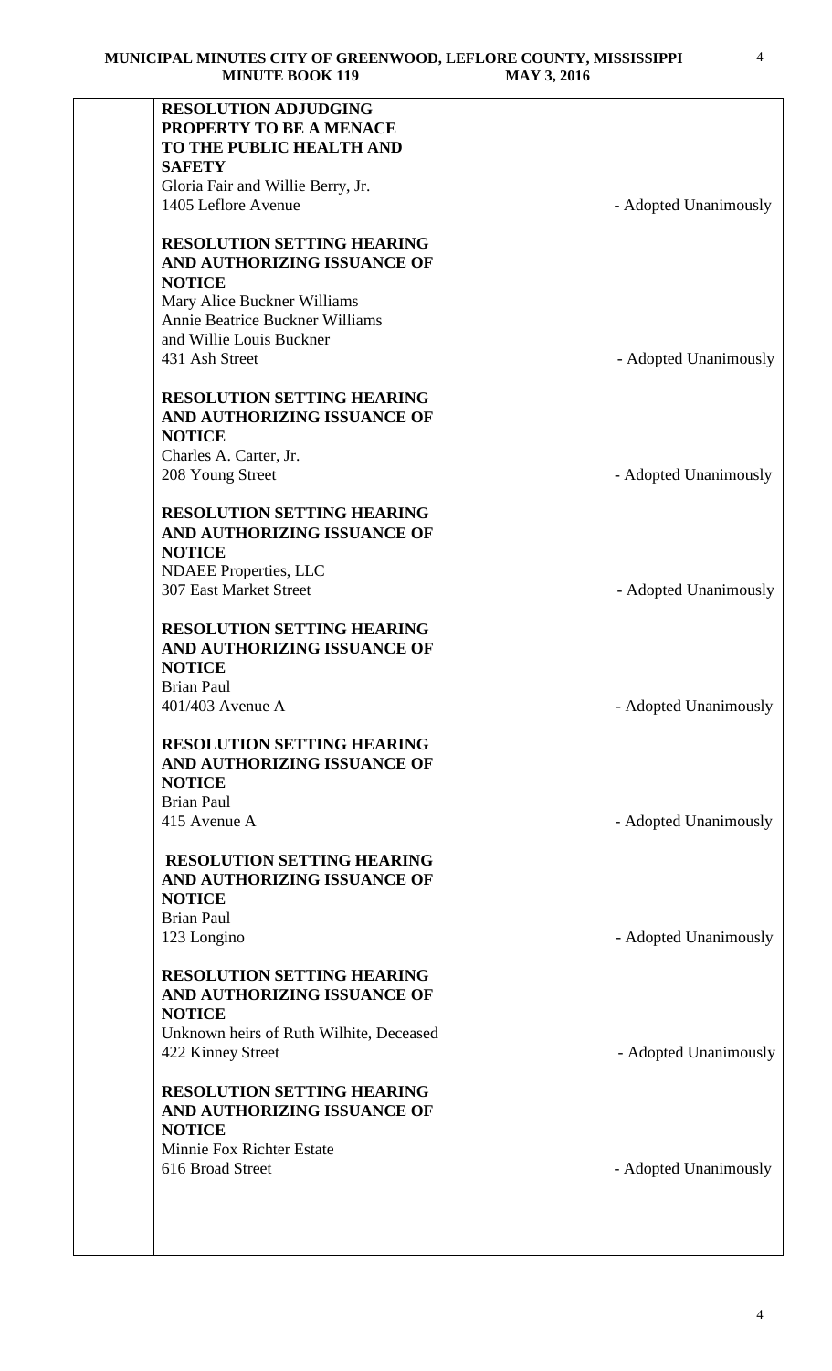**RESOLUTION ADJUDGING PROPERTY TO BE A MENACE TO THE PUBLIC HEALTH AND SAFETY**
Gloria Fair and Willie Berry, Jr.
1405 Leflore Avenue - Adopted Unanimously

**RESOLUTION SETTING HEARING AND AUTHORIZING ISSUANCE OF NOTICE**
Mary Alice Buckner Williams
Annie Beatrice Buckner Williams
and Willie Louis Buckner
431 Ash Street - Adopted Unanimously

**RESOLUTION SETTING HEARING AND AUTHORIZING ISSUANCE OF NOTICE**
Charles A. Carter, Jr.
208 Young Street - Adopted Unanimously

**RESOLUTION SETTING HEARING AND AUTHORIZING ISSUANCE OF NOTICE**
NDAEE Properties, LLC
307 East Market Street - Adopted Unanimously

**RESOLUTION SETTING HEARING AND AUTHORIZING ISSUANCE OF NOTICE**
Brian Paul
401/403 Avenue A - Adopted Unanimously

**RESOLUTION SETTING HEARING AND AUTHORIZING ISSUANCE OF NOTICE**
Brian Paul
415 Avenue A - Adopted Unanimously

**RESOLUTION SETTING HEARING AND AUTHORIZING ISSUANCE OF NOTICE**
Brian Paul
123 Longino - Adopted Unanimously

**RESOLUTION SETTING HEARING AND AUTHORIZING ISSUANCE OF NOTICE**
Unknown heirs of Ruth Wilhite, Deceased
422 Kinney Street - Adopted Unanimously

**RESOLUTION SETTING HEARING AND AUTHORIZING ISSUANCE OF NOTICE**
Minnie Fox Richter Estate
616 Broad Street - Adopted Unanimously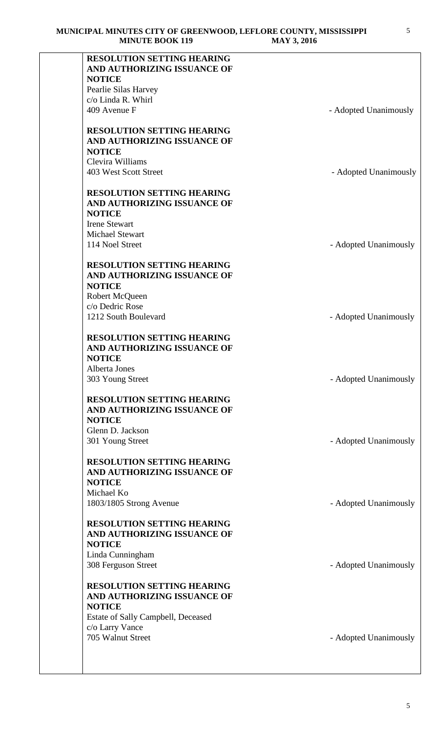**RESOLUTION SETTING HEARING AND AUTHORIZING ISSUANCE OF NOTICE**
Pearlie Silas Harvey
c/o Linda R. Whirl
409 Avenue F - Adopted Unanimously

**RESOLUTION SETTING HEARING AND AUTHORIZING ISSUANCE OF NOTICE**
Clevira Williams
403 West Scott Street - Adopted Unanimously

**RESOLUTION SETTING HEARING AND AUTHORIZING ISSUANCE OF NOTICE**
Irene Stewart
Michael Stewart
114 Noel Street - Adopted Unanimously

**RESOLUTION SETTING HEARING AND AUTHORIZING ISSUANCE OF NOTICE**
Robert McQueen
c/o Dedric Rose
1212 South Boulevard - Adopted Unanimously

**RESOLUTION SETTING HEARING AND AUTHORIZING ISSUANCE OF NOTICE**
Alberta Jones
303 Young Street - Adopted Unanimously

**RESOLUTION SETTING HEARING AND AUTHORIZING ISSUANCE OF NOTICE**
Glenn D. Jackson
301 Young Street - Adopted Unanimously

**RESOLUTION SETTING HEARING AND AUTHORIZING ISSUANCE OF NOTICE**
Michael Ko
1803/1805 Strong Avenue - Adopted Unanimously

**RESOLUTION SETTING HEARING AND AUTHORIZING ISSUANCE OF NOTICE**
Linda Cunningham
308 Ferguson Street - Adopted Unanimously

**RESOLUTION SETTING HEARING AND AUTHORIZING ISSUANCE OF NOTICE**
Estate of Sally Campbell, Deceased
c/o Larry Vance
705 Walnut Street - Adopted Unanimously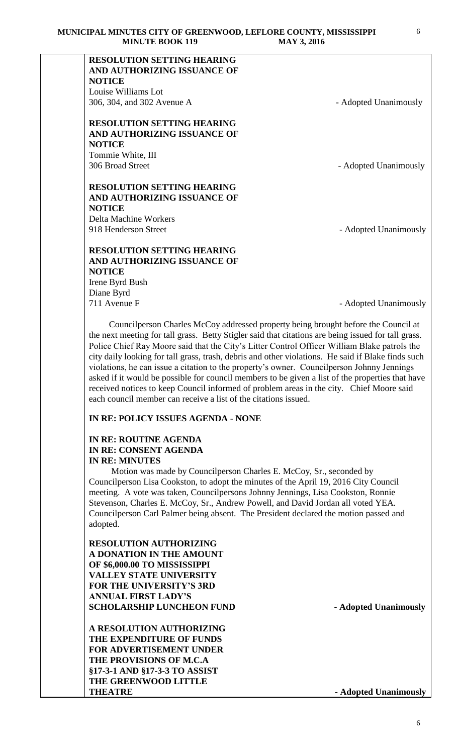**RESOLUTION SETTING HEARING AND AUTHORIZING ISSUANCE OF NOTICE**
Louise Williams Lot
306, 304, and 302 Avenue A - Adopted Unanimously

**RESOLUTION SETTING HEARING AND AUTHORIZING ISSUANCE OF NOTICE**
Tommie White, III
306 Broad Street - Adopted Unanimously

**RESOLUTION SETTING HEARING AND AUTHORIZING ISSUANCE OF NOTICE**
Delta Machine Workers
918 Henderson Street - Adopted Unanimously

**RESOLUTION SETTING HEARING AND AUTHORIZING ISSUANCE OF NOTICE**
Irene Byrd Bush
Diane Byrd
711 Avenue F - Adopted Unanimously

Councilperson Charles McCoy addressed property being brought before the Council at the next meeting for tall grass. Betty Stigler said that citations are being issued for tall grass. Police Chief Ray Moore said that the City's Litter Control Officer William Blake patrols the city daily looking for tall grass, trash, debris and other violations. He said if Blake finds such violations, he can issue a citation to the property's owner. Councilperson Johnny Jennings asked if it would be possible for council members to be given a list of the properties that have received notices to keep Council informed of problem areas in the city. Chief Moore said each council member can receive a list of the citations issued.

**IN RE: POLICY ISSUES AGENDA - NONE**

**IN RE: ROUTINE AGENDA**
**IN RE: CONSENT AGENDA**
**IN RE: MINUTES**

Motion was made by Councilperson Charles E. McCoy, Sr., seconded by Councilperson Lisa Cookston, to adopt the minutes of the April 19, 2016 City Council meeting. A vote was taken, Councilpersons Johnny Jennings, Lisa Cookston, Ronnie Stevenson, Charles E. McCoy, Sr., Andrew Powell, and David Jordan all voted YEA. Councilperson Carl Palmer being absent. The President declared the motion passed and adopted.

**RESOLUTION AUTHORIZING A DONATION IN THE AMOUNT OF $6,000.00 TO MISSISSIPPI VALLEY STATE UNIVERSITY FOR THE UNIVERSITY'S 3RD ANNUAL FIRST LADY'S SCHOLARSHIP LUNCHEON FUND - Adopted Unanimously**

**A RESOLUTION AUTHORIZING THE EXPENDITURE OF FUNDS FOR ADVERTISEMENT UNDER THE PROVISIONS OF M.C.A §17-3-1 AND §17-3-3 TO ASSIST THE GREENWOOD LITTLE THEATRE - Adopted Unanimously**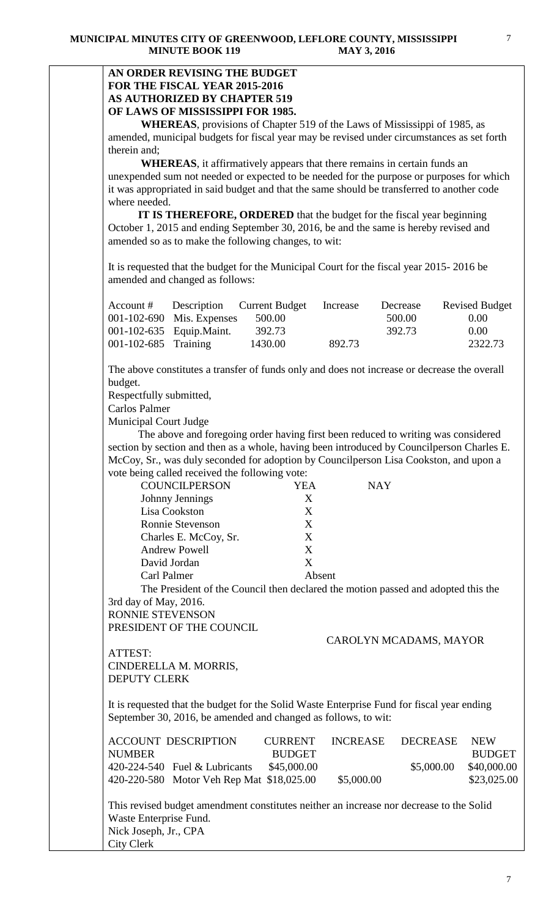**AN ORDER REVISING THE BUDGET**
**FOR THE FISCAL YEAR 2015-2016**
**AS AUTHORIZED BY CHAPTER 519**
**OF LAWS OF MISSISSIPPI FOR 1985.**

**WHEREAS**, provisions of Chapter 519 of the Laws of Mississippi of 1985, as amended, municipal budgets for fiscal year may be revised under circumstances as set forth therein and;

**WHEREAS**, it affirmatively appears that there remains in certain funds an unexpended sum not needed or expected to be needed for the purpose or purposes for which it was appropriated in said budget and that the same should be transferred to another code where needed.

**IT IS THEREFORE, ORDERED** that the budget for the fiscal year beginning October 1, 2015 and ending September 30, 2016, be and the same is hereby revised and amended so as to make the following changes, to wit:

It is requested that the budget for the Municipal Court for the fiscal year 2015- 2016 be amended and changed as follows:

| Account # | Description | Current Budget | Increase | Decrease | Revised Budget |
|---|---|---|---|---|---|
| 001-102-690 | Mis. Expenses | 500.00 | | 500.00 | 0.00 |
| 001-102-635 | Equip.Maint. | 392.73 | | 392.73 | 0.00 |
| 001-102-685 | Training | 1430.00 | 892.73 | | 2322.73 |

The above constitutes a transfer of funds only and does not increase or decrease the overall budget.

Respectfully submitted,
Carlos Palmer
Municipal Court Judge

The above and foregoing order having first been reduced to writing was considered section by section and then as a whole, having been introduced by Councilperson Charles E. McCoy, Sr., was duly seconded for adoption by Councilperson Lisa Cookston, and upon a vote being called received the following vote:

| COUNCILPERSON | YEA | NAY |
|---|---|---|
| Johnny Jennings | X | |
| Lisa Cookston | X | |
| Ronnie Stevenson | X | |
| Charles E. McCoy, Sr. | X | |
| Andrew Powell | X | |
| David Jordan | X | |
| Carl Palmer | Absent | |

The President of the Council then declared the motion passed and adopted this the 3rd day of May, 2016.

RONNIE STEVENSON
PRESIDENT OF THE COUNCIL

CAROLYN MCADAMS, MAYOR

ATTEST:
CINDERELLA M. MORRIS,
DEPUTY CLERK

It is requested that the budget for the Solid Waste Enterprise Fund for fiscal year ending September 30, 2016, be amended and changed as follows, to wit:

| ACCOUNT NUMBER | DESCRIPTION | CURRENT BUDGET | INCREASE | DECREASE | NEW BUDGET |
|---|---|---|---|---|---|
| 420-224-540 | Fuel & Lubricants | $45,000.00 | | $5,000.00 | $40,000.00 |
| 420-220-580 | Motor Veh Rep Mat | $18,025.00 | $5,000.00 | | $23,025.00 |

This revised budget amendment constitutes neither an increase nor decrease to the Solid Waste Enterprise Fund.

Nick Joseph, Jr., CPA
City Clerk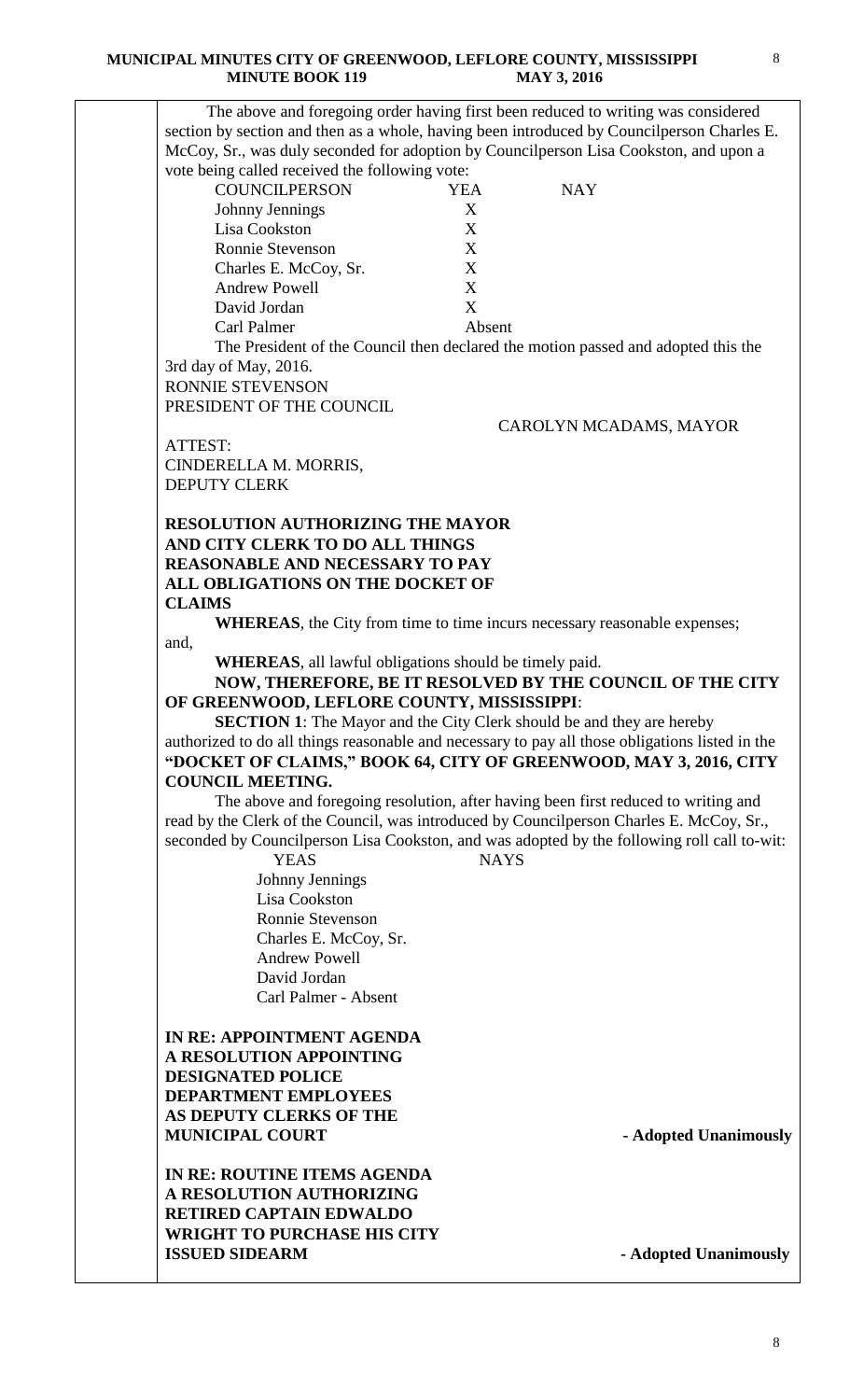The above and foregoing order having first been reduced to writing was considered section by section and then as a whole, having been introduced by Councilperson Charles E. McCoy, Sr., was duly seconded for adoption by Councilperson Lisa Cookston, and upon a vote being called received the following vote:

| COUNCILPERSON | YEA | NAY |
|---|---|---|
| Johnny Jennings | X | |
| Lisa Cookston | X | |
| Ronnie Stevenson | X | |
| Charles E. McCoy, Sr. | X | |
| Andrew Powell | X | |
| David Jordan | X | |
| Carl Palmer | Absent | |

The President of the Council then declared the motion passed and adopted this the 3rd day of May, 2016.

RONNIE STEVENSON
PRESIDENT OF THE COUNCIL

CAROLYN MCADAMS, MAYOR

ATTEST:
CINDERELLA M. MORRIS,
DEPUTY CLERK

**RESOLUTION AUTHORIZING THE MAYOR AND CITY CLERK TO DO ALL THINGS REASONABLE AND NECESSARY TO PAY ALL OBLIGATIONS ON THE DOCKET OF CLAIMS**

**WHEREAS**, the City from time to time incurs necessary reasonable expenses; and,

**WHEREAS**, all lawful obligations should be timely paid.

**NOW, THEREFORE, BE IT RESOLVED BY THE COUNCIL OF THE CITY OF GREENWOOD, LEFLORE COUNTY, MISSISSIPPI**:

**SECTION 1**: The Mayor and the City Clerk should be and they are hereby authorized to do all things reasonable and necessary to pay all those obligations listed in the **"DOCKET OF CLAIMS," BOOK 64, CITY OF GREENWOOD, MAY 3, 2016, CITY COUNCIL MEETING.**

The above and foregoing resolution, after having been first reduced to writing and read by the Clerk of the Council, was introduced by Councilperson Charles E. McCoy, Sr., seconded by Councilperson Lisa Cookston, and was adopted by the following roll call to-wit:

| YEAS | NAYS |
|---|---|
| Johnny Jennings | |
| Lisa Cookston | |
| Ronnie Stevenson | |
| Charles E. McCoy, Sr. | |
| Andrew Powell | |
| David Jordan | |
| Carl Palmer - Absent | |

**IN RE: APPOINTMENT AGENDA**
**A RESOLUTION APPOINTING DESIGNATED POLICE DEPARTMENT EMPLOYEES AS DEPUTY CLERKS OF THE MUNICIPAL COURT** **- Adopted Unanimously**

**IN RE: ROUTINE ITEMS AGENDA**
**A RESOLUTION AUTHORIZING RETIRED CAPTAIN EDWALDO WRIGHT TO PURCHASE HIS CITY ISSUED SIDEARM** **- Adopted Unanimously**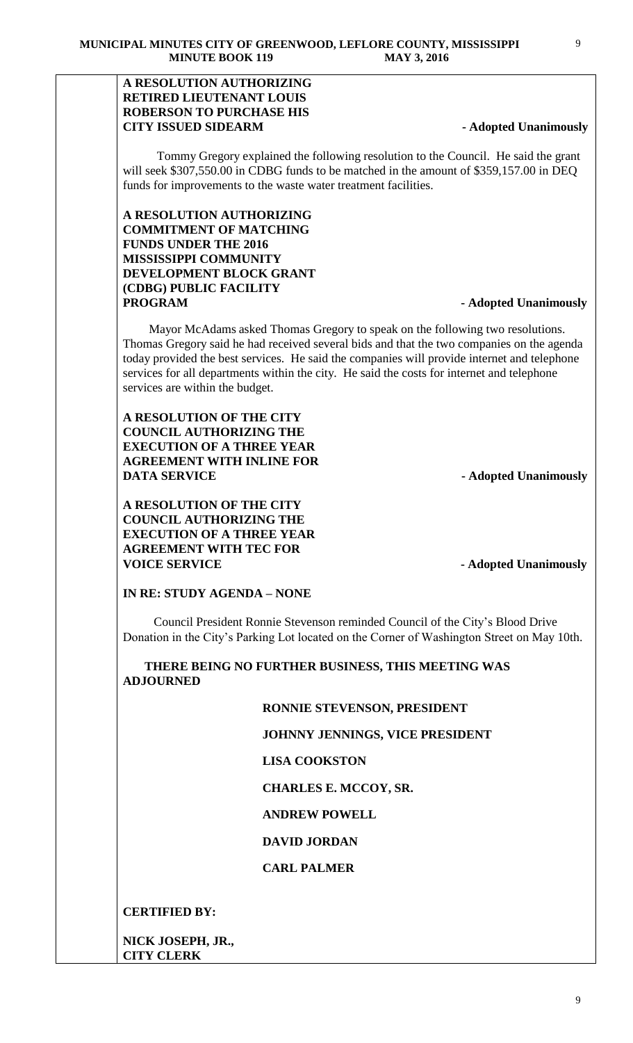**A RESOLUTION AUTHORIZING RETIRED LIEUTENANT LOUIS ROBERSON TO PURCHASE HIS CITY ISSUED SIDEARM** **- Adopted Unanimously**

Tommy Gregory explained the following resolution to the Council. He said the grant will seek $307,550.00 in CDBG funds to be matched in the amount of $359,157.00 in DEQ funds for improvements to the waste water treatment facilities.

**A RESOLUTION AUTHORIZING COMMITMENT OF MATCHING FUNDS UNDER THE 2016 MISSISSIPPI COMMUNITY DEVELOPMENT BLOCK GRANT (CDBG) PUBLIC FACILITY PROGRAM** **- Adopted Unanimously**

Mayor McAdams asked Thomas Gregory to speak on the following two resolutions. Thomas Gregory said he had received several bids and that the two companies on the agenda today provided the best services. He said the companies will provide internet and telephone services for all departments within the city. He said the costs for internet and telephone services are within the budget.

**A RESOLUTION OF THE CITY COUNCIL AUTHORIZING THE EXECUTION OF A THREE YEAR AGREEMENT WITH INLINE FOR DATA SERVICE** **- Adopted Unanimously**

**A RESOLUTION OF THE CITY COUNCIL AUTHORIZING THE EXECUTION OF A THREE YEAR AGREEMENT WITH TEC FOR VOICE SERVICE** **- Adopted Unanimously**

**IN RE: STUDY AGENDA – NONE**

Council President Ronnie Stevenson reminded Council of the City's Blood Drive Donation in the City's Parking Lot located on the Corner of Washington Street on May 10th.

**THERE BEING NO FURTHER BUSINESS, THIS MEETING WAS ADJOURNED**

**RONNIE STEVENSON, PRESIDENT**

**JOHNNY JENNINGS, VICE PRESIDENT**

**LISA COOKSTON**

**CHARLES E. MCCOY, SR.**

**ANDREW POWELL**

**DAVID JORDAN**

**CARL PALMER**

**CERTIFIED BY:**

**NICK JOSEPH, JR.,**
**CITY CLERK**